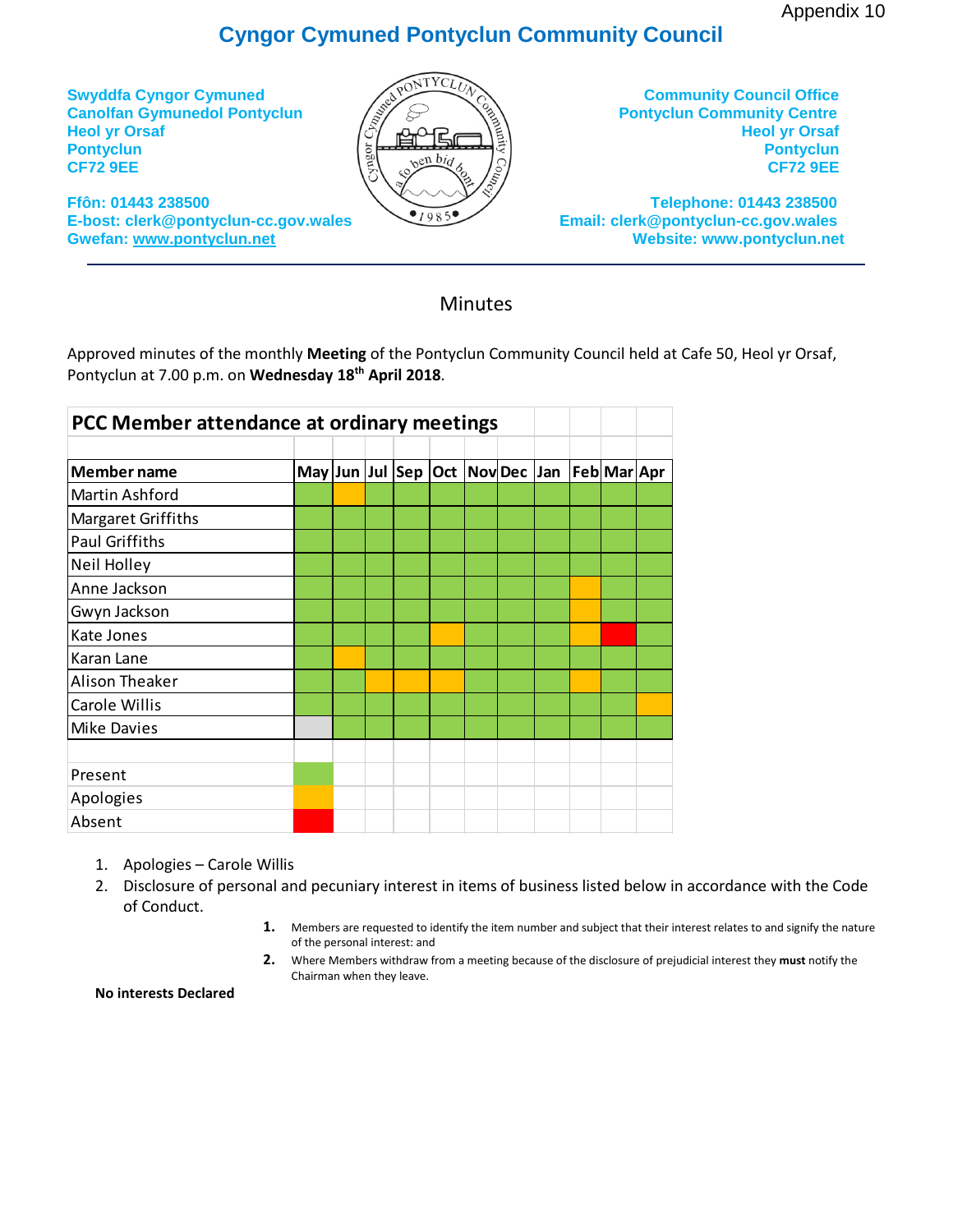Appendix 10

# Cyngor Cymuned Pontyclun Community Council

**Swyddfa Cyngor Cymuned**
**Canolfan Gymunedol Pontyclun**
**Heol yr Orsaf**
**Pontyclun**
**CF72 9EE**

**Ffôn: 01443 238500**
**E-bost: clerk@pontyclun-cc.gov.wales**
**Gwefan: www.pontyclun.net**

**Community Council Office**
**Pontyclun Community Centre**
**Heol yr Orsaf**
**Pontyclun**
**CF72 9EE**

**Telephone: 01443 238500**
**Email: clerk@pontyclun-cc.gov.wales**
**Website: www.pontyclun.net**

## Minutes

Approved minutes of the monthly **Meeting** of the Pontyclun Community Council held at Cafe 50, Heol yr Orsaf, Pontyclun at 7.00 p.m. on **Wednesday 18th April 2018**.

**PCC Member attendance at ordinary meetings**

| Member name | May | Jun | Jul | Sep | Oct | Nov | Dec | Jan | Feb | Mar | Apr |
|---|---|---|---|---|---|---|---|---|---|---|---|
| Martin Ashford | Present | Apologies | Present | Present | Present | Present | Present | Present | Present | Present | Present |
| Margaret Griffiths | Present | Present | Present | Present | Present | Present | Present | Present | Present | Present | Present |
| Paul Griffiths | Present | Present | Present | Present | Present | Present | Present | Present | Present | Present | Present |
| Neil Holley | Present | Present | Present | Present | Present | Present | Present | Present | Present | Present | Present |
| Anne Jackson | Present | Present | Present | Present | Present | Present | Present | Present | Apologies | Present | Present |
| Gwyn Jackson | Present | Present | Present | Present | Present | Present | Present | Present | Apologies | Present | Present |
| Kate Jones | Present | Present | Present | Present | Apologies | Present | Present | Present | Apologies | Absent | Present |
| Karan Lane | Present | Apologies | Present | Present | Present | Present | Present | Present | Present | Present | Present |
| Alison Theaker | Present | Present | Apologies | Apologies | Apologies | Present | Present | Present | Apologies | Present | Present |
| Carole Willis | Present | Present | Present | Present | Present | Present | Present | Present | Present | Present | Apologies |
| Mike Davies | | Present | Present | Present | Present | Present | Present | Present | Present | Present | Present |

Key: Present (green) · Apologies (amber) · Absent (red)

1. Apologies – Carole Willis
2. Disclosure of personal and pecuniary interest in items of business listed below in accordance with the Code of Conduct.
   1. Members are requested to identify the item number and subject that their interest relates to and signify the nature of the personal interest: and
   2. Where Members withdraw from a meeting because of the disclosure of prejudicial interest they **must** notify the Chairman when they leave.

**No interests Declared**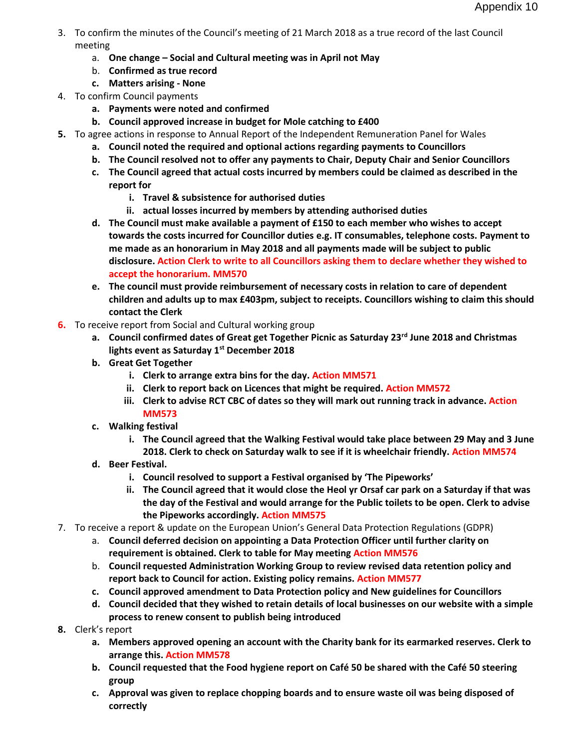3. To confirm the minutes of the Council's meeting of 21 March 2018 as a true record of the last Council meeting
    a. **One change – Social and Cultural meeting was in April not May**
    b. **Confirmed as true record**
    c. **Matters arising - None**
4. To confirm Council payments
    a. **Payments were noted and confirmed**
    b. **Council approved increase in budget for Mole catching to £400**
5. To agree actions in response to Annual Report of the Independent Remuneration Panel for Wales
    a. **Council noted the required and optional actions regarding payments to Councillors**
    b. **The Council resolved not to offer any payments to Chair, Deputy Chair and Senior Councillors**
    c. **The Council agreed that actual costs incurred by members could be claimed as described in the report for**
        i. **Travel & subsistence for authorised duties**
        ii. **actual losses incurred by members by attending authorised duties**
    d. **The Council must make available a payment of £150 to each member who wishes to accept towards the costs incurred for Councillor duties e.g. IT consumables, telephone costs. Payment to me made as an honorarium in May 2018 and all payments made will be subject to public disclosure. Action Clerk to write to all Councillors asking them to declare whether they wished to accept the honorarium. MM570**
    e. **The council must provide reimbursement of necessary costs in relation to care of dependent children and adults up to max £403pm, subject to receipts. Councillors wishing to claim this should contact the Clerk**
6. To receive report from Social and Cultural working group
    a. **Council confirmed dates of Great get Together Picnic as Saturday 23rd June 2018 and Christmas lights event as Saturday 1st December 2018**
    b. **Great Get Together**
        i. **Clerk to arrange extra bins for the day. Action MM571**
        ii. **Clerk to report back on Licences that might be required. Action MM572**
        iii. **Clerk to advise RCT CBC of dates so they will mark out running track in advance. Action MM573**
    c. **Walking festival**
        i. **The Council agreed that the Walking Festival would take place between 29 May and 3 June 2018. Clerk to check on Saturday walk to see if it is wheelchair friendly. Action MM574**
    d. **Beer Festival.**
        i. **Council resolved to support a Festival organised by 'The Pipeworks'**
        ii. **The Council agreed that it would close the Heol yr Orsaf car park on a Saturday if that was the day of the Festival and would arrange for the Public toilets to be open. Clerk to advise the Pipeworks accordingly. Action MM575**
7. To receive a report & update on the European Union's General Data Protection Regulations (GDPR)
    a. **Council deferred decision on appointing a Data Protection Officer until further clarity on requirement is obtained. Clerk to table for May meeting Action MM576**
    b. **Council requested Administration Working Group to review revised data retention policy and report back to Council for action. Existing policy remains. Action MM577**
    c. **Council approved amendment to Data Protection policy and New guidelines for Councillors**
    d. **Council decided that they wished to retain details of local businesses on our website with a simple process to renew consent to publish being introduced**
8. Clerk's report
    a. **Members approved opening an account with the Charity bank for its earmarked reserves. Clerk to arrange this. Action MM578**
    b. **Council requested that the Food hygiene report on Café 50 be shared with the Café 50 steering group**
    c. **Approval was given to replace chopping boards and to ensure waste oil was being disposed of correctly**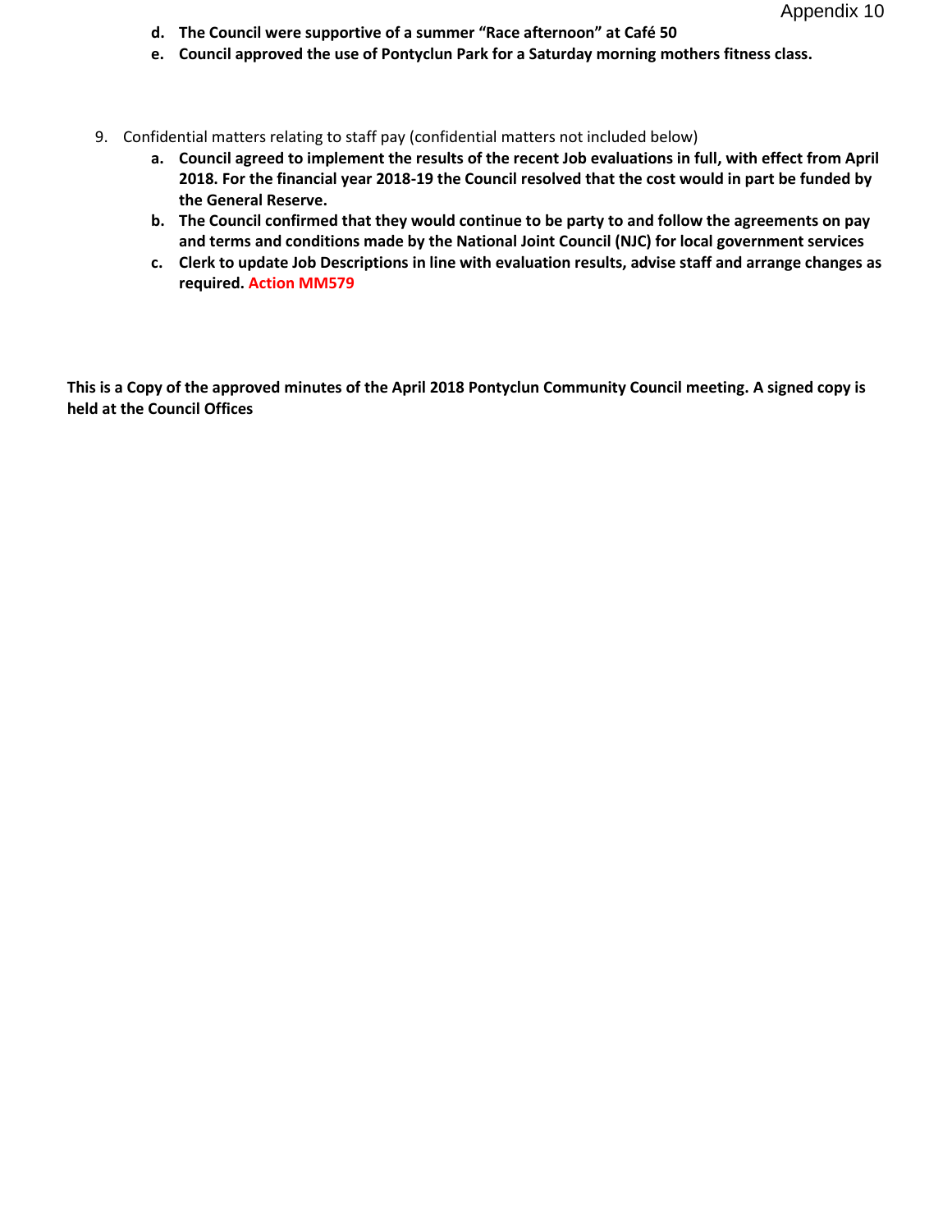d. **The Council were supportive of a summer "Race afternoon" at Café 50**
e. **Council approved the use of Pontyclun Park for a Saturday morning mothers fitness class.**

9. Confidential matters relating to staff pay (confidential matters not included below)
    a. **Council agreed to implement the results of the recent Job evaluations in full, with effect from April 2018. For the financial year 2018-19 the Council resolved that the cost would in part be funded by the General Reserve.**
    b. **The Council confirmed that they would continue to be party to and follow the agreements on pay and terms and conditions made by the National Joint Council (NJC) for local government services**
    c. **Clerk to update Job Descriptions in line with evaluation results, advise staff and arrange changes as required. Action MM579**

**This is a Copy of the approved minutes of the April 2018 Pontyclun Community Council meeting. A signed copy is held at the Council Offices**